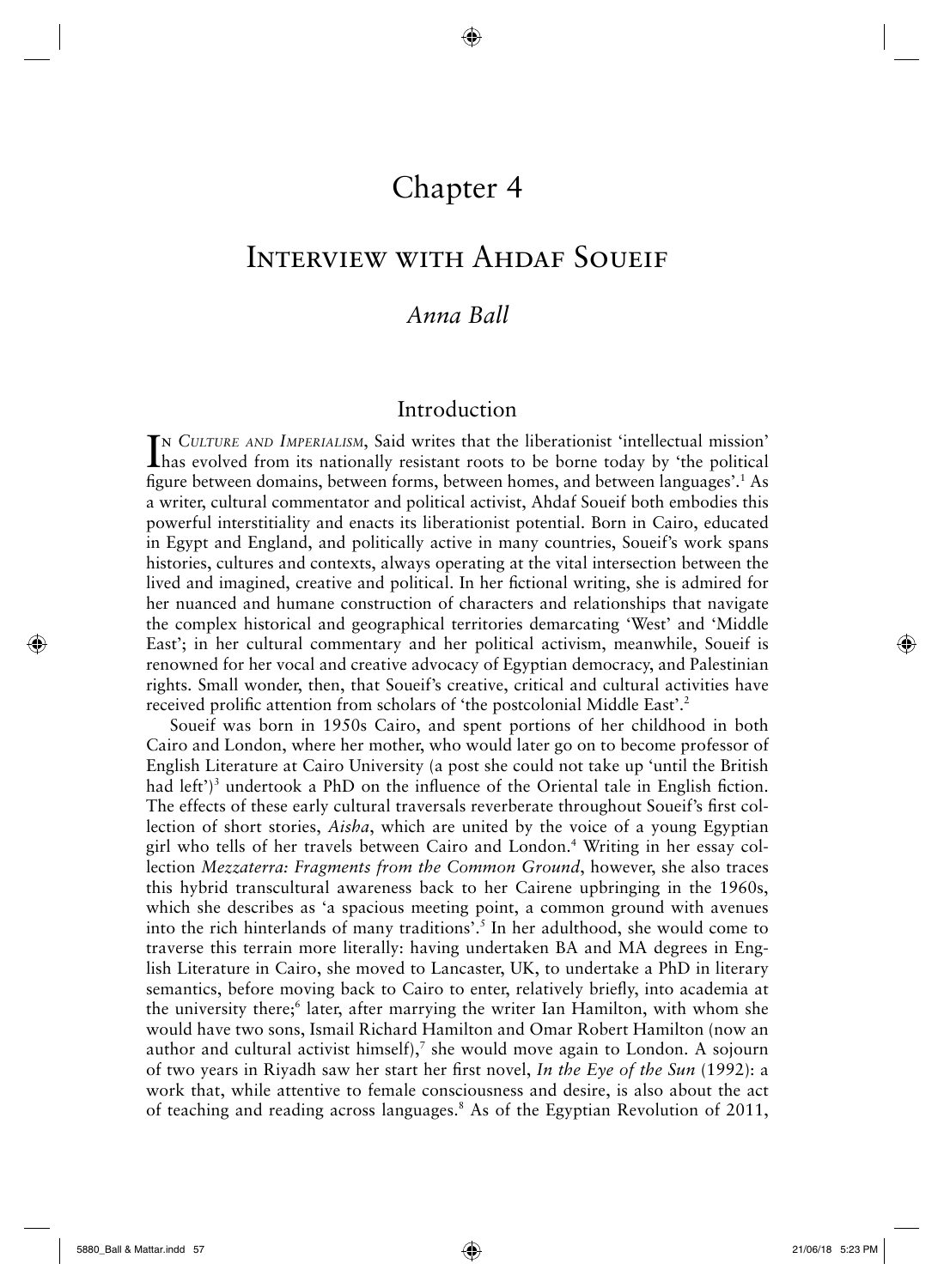# Chapter 4

# Interview with Ahdaf Soueif

## *Anna Ball*

## Introduction

In *Culture and Imperialism*, Said writes that the liberationist 'intellectual mission' has evolved from its nationally resistant roots to be borne today by 'the political figure between domains, between forms, between homes, and between languages'.[1] As a writer, cultural commentator and political activist, Ahdaf Soueif both embodies this powerful interstitiality and enacts its liberationist potential. Born in Cairo, educated in Egypt and England, and politically active in many countries, Soueif's work spans histories, cultures and contexts, always operating at the vital intersection between the lived and imagined, creative and political. In her fictional writing, she is admired for her nuanced and humane construction of characters and relationships that navigate the complex historical and geographical territories demarcating 'West' and 'Middle East'; in her cultural commentary and her political activism, meanwhile, Soueif is renowned for her vocal and creative advocacy of Egyptian democracy, and Palestinian rights. Small wonder, then, that Soueif's creative, critical and cultural activities have received prolific attention from scholars of 'the postcolonial Middle East'.[2]

Soueif was born in 1950s Cairo, and spent portions of her childhood in both Cairo and London, where her mother, who would later go on to become professor of English Literature at Cairo University (a post she could not take up 'until the British had left')[3] undertook a PhD on the influence of the Oriental tale in English fiction. The effects of these early cultural traversals reverberate throughout Soueif's first collection of short stories, *Aisha*, which are united by the voice of a young Egyptian girl who tells of her travels between Cairo and London.[4] Writing in her essay collection *Mezzaterra: Fragments from the Common Ground*, however, she also traces this hybrid transcultural awareness back to her Cairene upbringing in the 1960s, which she describes as 'a spacious meeting point, a common ground with avenues into the rich hinterlands of many traditions'.[5] In her adulthood, she would come to traverse this terrain more literally: having undertaken BA and MA degrees in English Literature in Cairo, she moved to Lancaster, UK, to undertake a PhD in literary semantics, before moving back to Cairo to enter, relatively briefly, into academia at the university there;[6] later, after marrying the writer Ian Hamilton, with whom she would have two sons, Ismail Richard Hamilton and Omar Robert Hamilton (now an author and cultural activist himself),[7] she would move again to London. A sojourn of two years in Riyadh saw her start her first novel, *In the Eye of the Sun* (1992): a work that, while attentive to female consciousness and desire, is also about the act of teaching and reading across languages.[8] As of the Egyptian Revolution of 2011,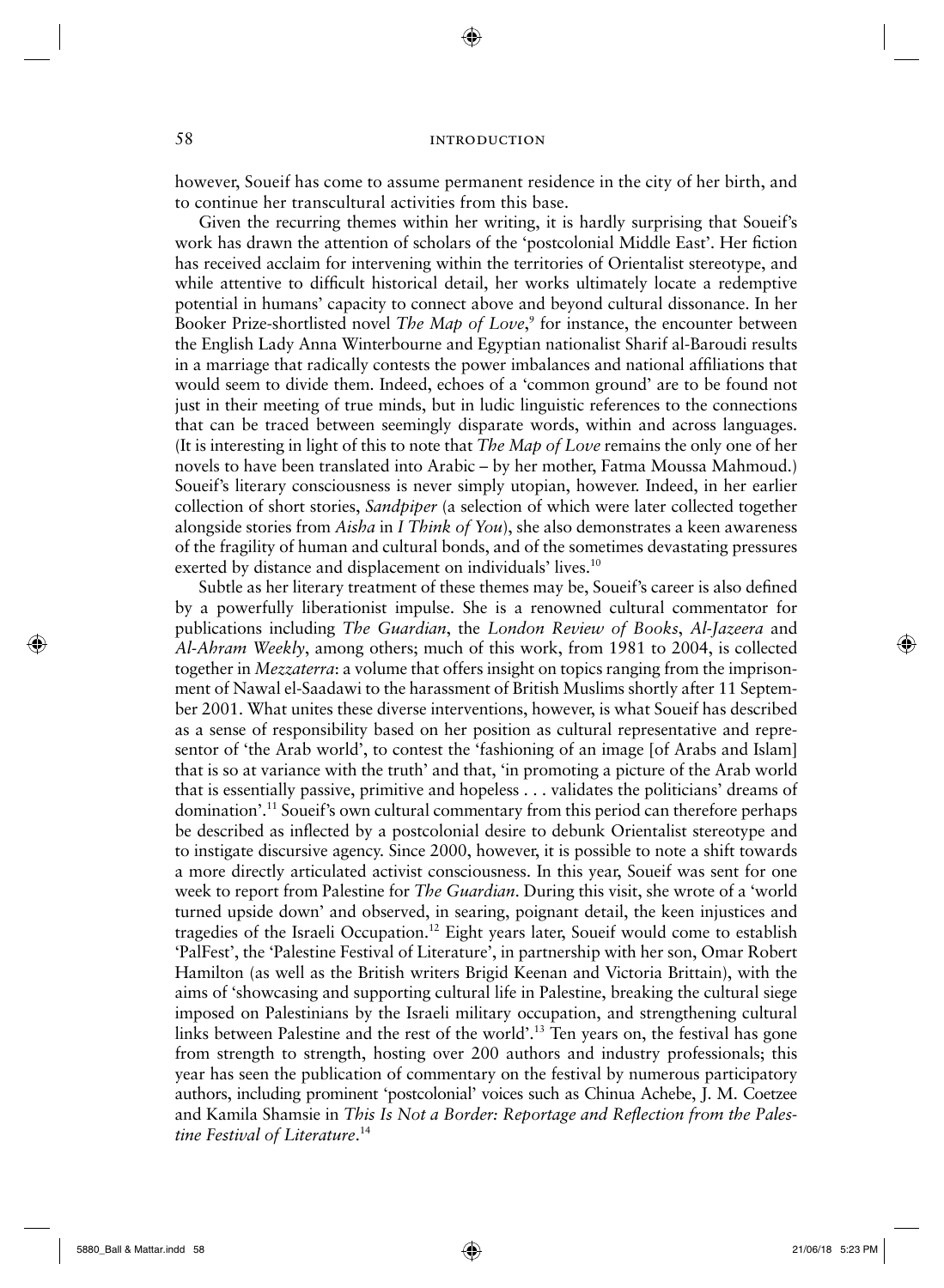however, Soueif has come to assume permanent residence in the city of her birth, and to continue her transcultural activities from this base.

Given the recurring themes within her writing, it is hardly surprising that Soueif's work has drawn the attention of scholars of the 'postcolonial Middle East'. Her fiction has received acclaim for intervening within the territories of Orientalist stereotype, and while attentive to difficult historical detail, her works ultimately locate a redemptive potential in humans' capacity to connect above and beyond cultural dissonance. In her Booker Prize-shortlisted novel *The Map of Love*,[9] for instance, the encounter between the English Lady Anna Winterbourne and Egyptian nationalist Sharif al-Baroudi results in a marriage that radically contests the power imbalances and national affiliations that would seem to divide them. Indeed, echoes of a 'common ground' are to be found not just in their meeting of true minds, but in ludic linguistic references to the connections that can be traced between seemingly disparate words, within and across languages. (It is interesting in light of this to note that *The Map of Love* remains the only one of her novels to have been translated into Arabic – by her mother, Fatma Moussa Mahmoud.) Soueif's literary consciousness is never simply utopian, however. Indeed, in her earlier collection of short stories, *Sandpiper* (a selection of which were later collected together alongside stories from *Aisha* in *I Think of You*), she also demonstrates a keen awareness of the fragility of human and cultural bonds, and of the sometimes devastating pressures exerted by distance and displacement on individuals' lives.[10]

Subtle as her literary treatment of these themes may be, Soueif's career is also defined by a powerfully liberationist impulse. She is a renowned cultural commentator for publications including *The Guardian*, the *London Review of Books*, *Al-Jazeera* and *Al-Ahram Weekly*, among others; much of this work, from 1981 to 2004, is collected together in *Mezzaterra*: a volume that offers insight on topics ranging from the imprisonment of Nawal el-Saadawi to the harassment of British Muslims shortly after 11 September 2001. What unites these diverse interventions, however, is what Soueif has described as a sense of responsibility based on her position as cultural representative and representor of 'the Arab world', to contest the 'fashioning of an image [of Arabs and Islam] that is so at variance with the truth' and that, 'in promoting a picture of the Arab world that is essentially passive, primitive and hopeless . . . validates the politicians' dreams of domination'.[11] Soueif's own cultural commentary from this period can therefore perhaps be described as inflected by a postcolonial desire to debunk Orientalist stereotype and to instigate discursive agency. Since 2000, however, it is possible to note a shift towards a more directly articulated activist consciousness. In this year, Soueif was sent for one week to report from Palestine for *The Guardian*. During this visit, she wrote of a 'world turned upside down' and observed, in searing, poignant detail, the keen injustices and tragedies of the Israeli Occupation.[12] Eight years later, Soueif would come to establish 'PalFest', the 'Palestine Festival of Literature', in partnership with her son, Omar Robert Hamilton (as well as the British writers Brigid Keenan and Victoria Brittain), with the aims of 'showcasing and supporting cultural life in Palestine, breaking the cultural siege imposed on Palestinians by the Israeli military occupation, and strengthening cultural links between Palestine and the rest of the world'.[13] Ten years on, the festival has gone from strength to strength, hosting over 200 authors and industry professionals; this year has seen the publication of commentary on the festival by numerous participatory authors, including prominent 'postcolonial' voices such as Chinua Achebe, J. M. Coetzee and Kamila Shamsie in *This Is Not a Border: Reportage and Reflection from the Palestine Festival of Literature*.[14]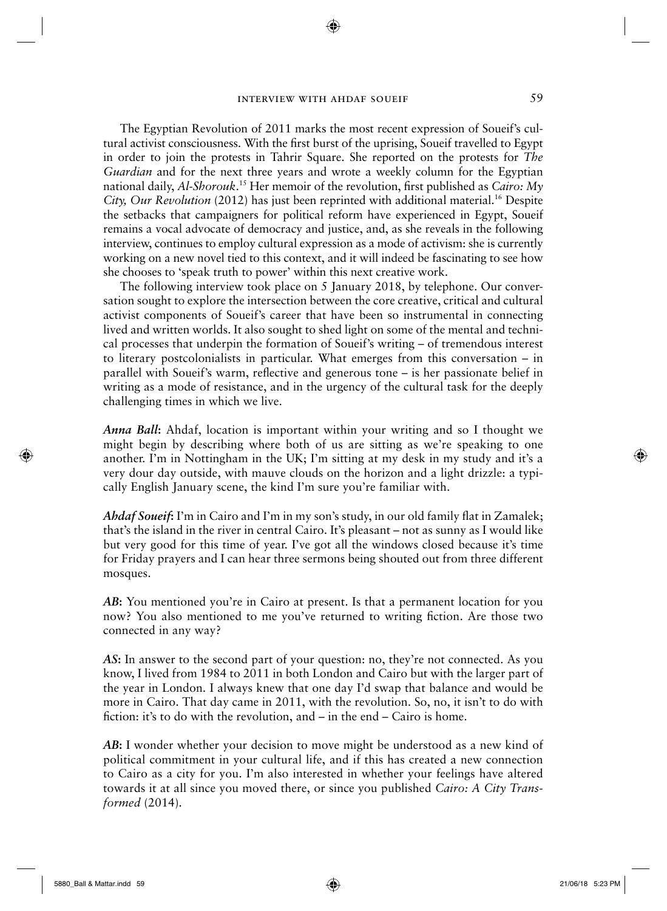The Egyptian Revolution of 2011 marks the most recent expression of Soueif's cultural activist consciousness. With the first burst of the uprising, Soueif travelled to Egypt in order to join the protests in Tahrir Square. She reported on the protests for *The Guardian* and for the next three years and wrote a weekly column for the Egyptian national daily, *Al-Shorouk*.[15] Her memoir of the revolution, first published as *Cairo: My City, Our Revolution* (2012) has just been reprinted with additional material.[16] Despite the setbacks that campaigners for political reform have experienced in Egypt, Soueif remains a vocal advocate of democracy and justice, and, as she reveals in the following interview, continues to employ cultural expression as a mode of activism: she is currently working on a new novel tied to this context, and it will indeed be fascinating to see how she chooses to 'speak truth to power' within this next creative work.

The following interview took place on 5 January 2018, by telephone. Our conversation sought to explore the intersection between the core creative, critical and cultural activist components of Soueif's career that have been so instrumental in connecting lived and written worlds. It also sought to shed light on some of the mental and technical processes that underpin the formation of Soueif's writing – of tremendous interest to literary postcolonialists in particular. What emerges from this conversation – in parallel with Soueif's warm, reflective and generous tone – is her passionate belief in writing as a mode of resistance, and in the urgency of the cultural task for the deeply challenging times in which we live.

***Anna Ball***: Ahdaf, location is important within your writing and so I thought we might begin by describing where both of us are sitting as we're speaking to one another. I'm in Nottingham in the UK; I'm sitting at my desk in my study and it's a very dour day outside, with mauve clouds on the horizon and a light drizzle: a typically English January scene, the kind I'm sure you're familiar with.

***Ahdaf Soueif***: I'm in Cairo and I'm in my son's study, in our old family flat in Zamalek; that's the island in the river in central Cairo. It's pleasant – not as sunny as I would like but very good for this time of year. I've got all the windows closed because it's time for Friday prayers and I can hear three sermons being shouted out from three different mosques.

***AB***: You mentioned you're in Cairo at present. Is that a permanent location for you now? You also mentioned to me you've returned to writing fiction. Are those two connected in any way?

***AS***: In answer to the second part of your question: no, they're not connected. As you know, I lived from 1984 to 2011 in both London and Cairo but with the larger part of the year in London. I always knew that one day I'd swap that balance and would be more in Cairo. That day came in 2011, with the revolution. So, no, it isn't to do with fiction: it's to do with the revolution, and – in the end – Cairo is home.

***AB***: I wonder whether your decision to move might be understood as a new kind of political commitment in your cultural life, and if this has created a new connection to Cairo as a city for you. I'm also interested in whether your feelings have altered towards it at all since you moved there, or since you published *Cairo: A City Transformed* (2014).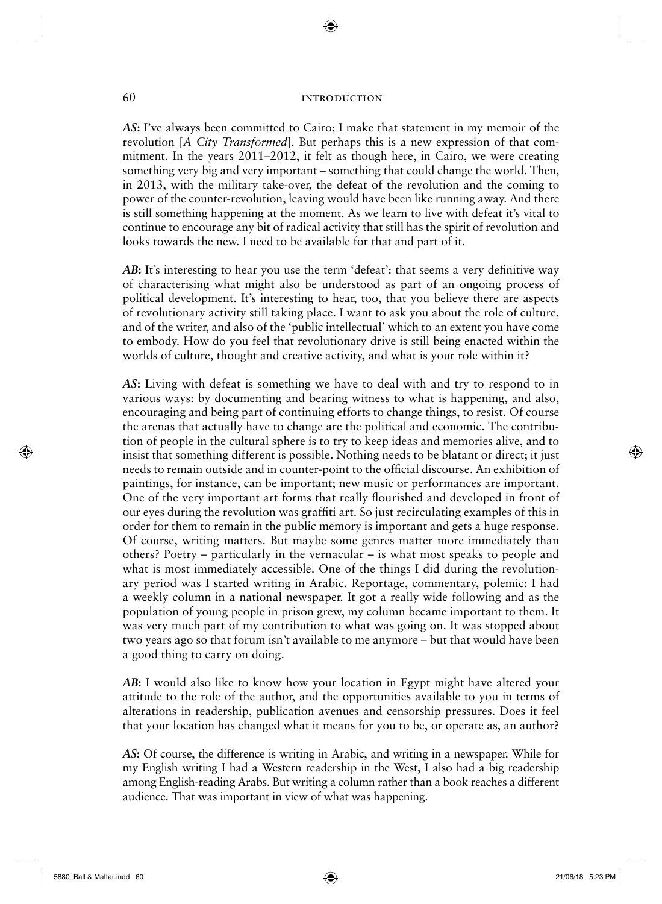***AS*****:** I've always been committed to Cairo; I make that statement in my memoir of the revolution [*A City Transformed*]. But perhaps this is a new expression of that commitment. In the years 2011–2012, it felt as though here, in Cairo, we were creating something very big and very important – something that could change the world. Then, in 2013, with the military take-over, the defeat of the revolution and the coming to power of the counter-revolution, leaving would have been like running away. And there is still something happening at the moment. As we learn to live with defeat it's vital to continue to encourage any bit of radical activity that still has the spirit of revolution and looks towards the new. I need to be available for that and part of it.

***AB*****:** It's interesting to hear you use the term 'defeat': that seems a very definitive way of characterising what might also be understood as part of an ongoing process of political development. It's interesting to hear, too, that you believe there are aspects of revolutionary activity still taking place. I want to ask you about the role of culture, and of the writer, and also of the 'public intellectual' which to an extent you have come to embody. How do you feel that revolutionary drive is still being enacted within the worlds of culture, thought and creative activity, and what is your role within it?

***AS*****:** Living with defeat is something we have to deal with and try to respond to in various ways: by documenting and bearing witness to what is happening, and also, encouraging and being part of continuing efforts to change things, to resist. Of course the arenas that actually have to change are the political and economic. The contribution of people in the cultural sphere is to try to keep ideas and memories alive, and to insist that something different is possible. Nothing needs to be blatant or direct; it just needs to remain outside and in counter-point to the official discourse. An exhibition of paintings, for instance, can be important; new music or performances are important. One of the very important art forms that really flourished and developed in front of our eyes during the revolution was graffiti art. So just recirculating examples of this in order for them to remain in the public memory is important and gets a huge response. Of course, writing matters. But maybe some genres matter more immediately than others? Poetry – particularly in the vernacular – is what most speaks to people and what is most immediately accessible. One of the things I did during the revolutionary period was I started writing in Arabic. Reportage, commentary, polemic: I had a weekly column in a national newspaper. It got a really wide following and as the population of young people in prison grew, my column became important to them. It was very much part of my contribution to what was going on. It was stopped about two years ago so that forum isn't available to me anymore – but that would have been a good thing to carry on doing.

***AB*****:** I would also like to know how your location in Egypt might have altered your attitude to the role of the author, and the opportunities available to you in terms of alterations in readership, publication avenues and censorship pressures. Does it feel that your location has changed what it means for you to be, or operate as, an author?

***AS*****:** Of course, the difference is writing in Arabic, and writing in a newspaper. While for my English writing I had a Western readership in the West, I also had a big readership among English-reading Arabs. But writing a column rather than a book reaches a different audience. That was important in view of what was happening.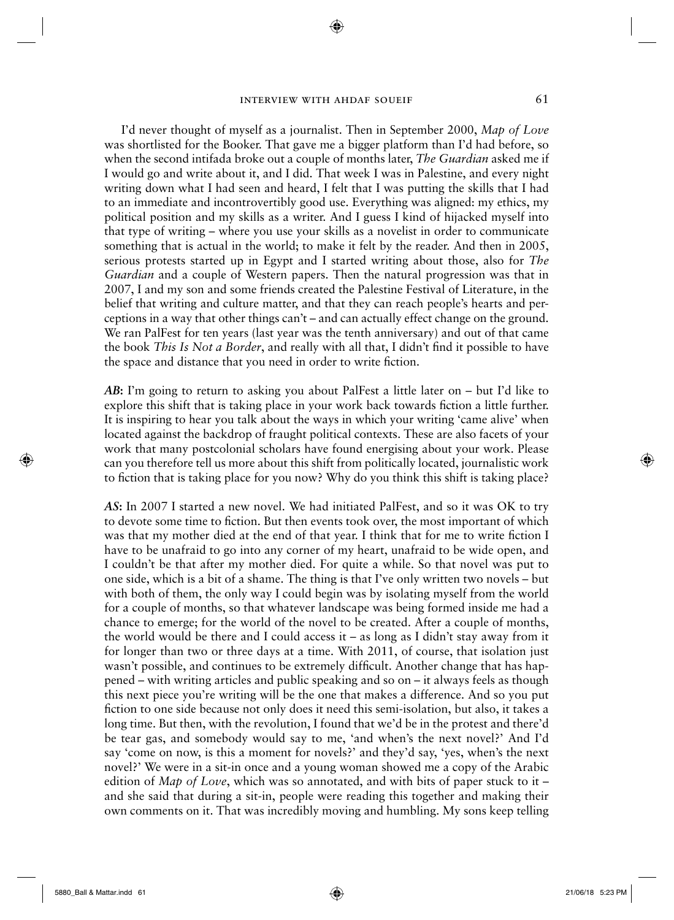I'd never thought of myself as a journalist. Then in September 2000, *Map of Love* was shortlisted for the Booker. That gave me a bigger platform than I'd had before, so when the second intifada broke out a couple of months later, *The Guardian* asked me if I would go and write about it, and I did. That week I was in Palestine, and every night writing down what I had seen and heard, I felt that I was putting the skills that I had to an immediate and incontrovertibly good use. Everything was aligned: my ethics, my political position and my skills as a writer. And I guess I kind of hijacked myself into that type of writing – where you use your skills as a novelist in order to communicate something that is actual in the world; to make it felt by the reader. And then in 2005, serious protests started up in Egypt and I started writing about those, also for *The Guardian* and a couple of Western papers. Then the natural progression was that in 2007, I and my son and some friends created the Palestine Festival of Literature, in the belief that writing and culture matter, and that they can reach people's hearts and perceptions in a way that other things can't – and can actually effect change on the ground. We ran PalFest for ten years (last year was the tenth anniversary) and out of that came the book *This Is Not a Border*, and really with all that, I didn't find it possible to have the space and distance that you need in order to write fiction.

***AB*:** I'm going to return to asking you about PalFest a little later on – but I'd like to explore this shift that is taking place in your work back towards fiction a little further. It is inspiring to hear you talk about the ways in which your writing 'came alive' when located against the backdrop of fraught political contexts. These are also facets of your work that many postcolonial scholars have found energising about your work. Please can you therefore tell us more about this shift from politically located, journalistic work to fiction that is taking place for you now? Why do you think this shift is taking place?

***AS*:** In 2007 I started a new novel. We had initiated PalFest, and so it was OK to try to devote some time to fiction. But then events took over, the most important of which was that my mother died at the end of that year. I think that for me to write fiction I have to be unafraid to go into any corner of my heart, unafraid to be wide open, and I couldn't be that after my mother died. For quite a while. So that novel was put to one side, which is a bit of a shame. The thing is that I've only written two novels – but with both of them, the only way I could begin was by isolating myself from the world for a couple of months, so that whatever landscape was being formed inside me had a chance to emerge; for the world of the novel to be created. After a couple of months, the world would be there and I could access it – as long as I didn't stay away from it for longer than two or three days at a time. With 2011, of course, that isolation just wasn't possible, and continues to be extremely difficult. Another change that has happened – with writing articles and public speaking and so on – it always feels as though this next piece you're writing will be the one that makes a difference. And so you put fiction to one side because not only does it need this semi-isolation, but also, it takes a long time. But then, with the revolution, I found that we'd be in the protest and there'd be tear gas, and somebody would say to me, 'and when's the next novel?' And I'd say 'come on now, is this a moment for novels?' and they'd say, 'yes, when's the next novel?' We were in a sit-in once and a young woman showed me a copy of the Arabic edition of *Map of Love*, which was so annotated, and with bits of paper stuck to it – and she said that during a sit-in, people were reading this together and making their own comments on it. That was incredibly moving and humbling. My sons keep telling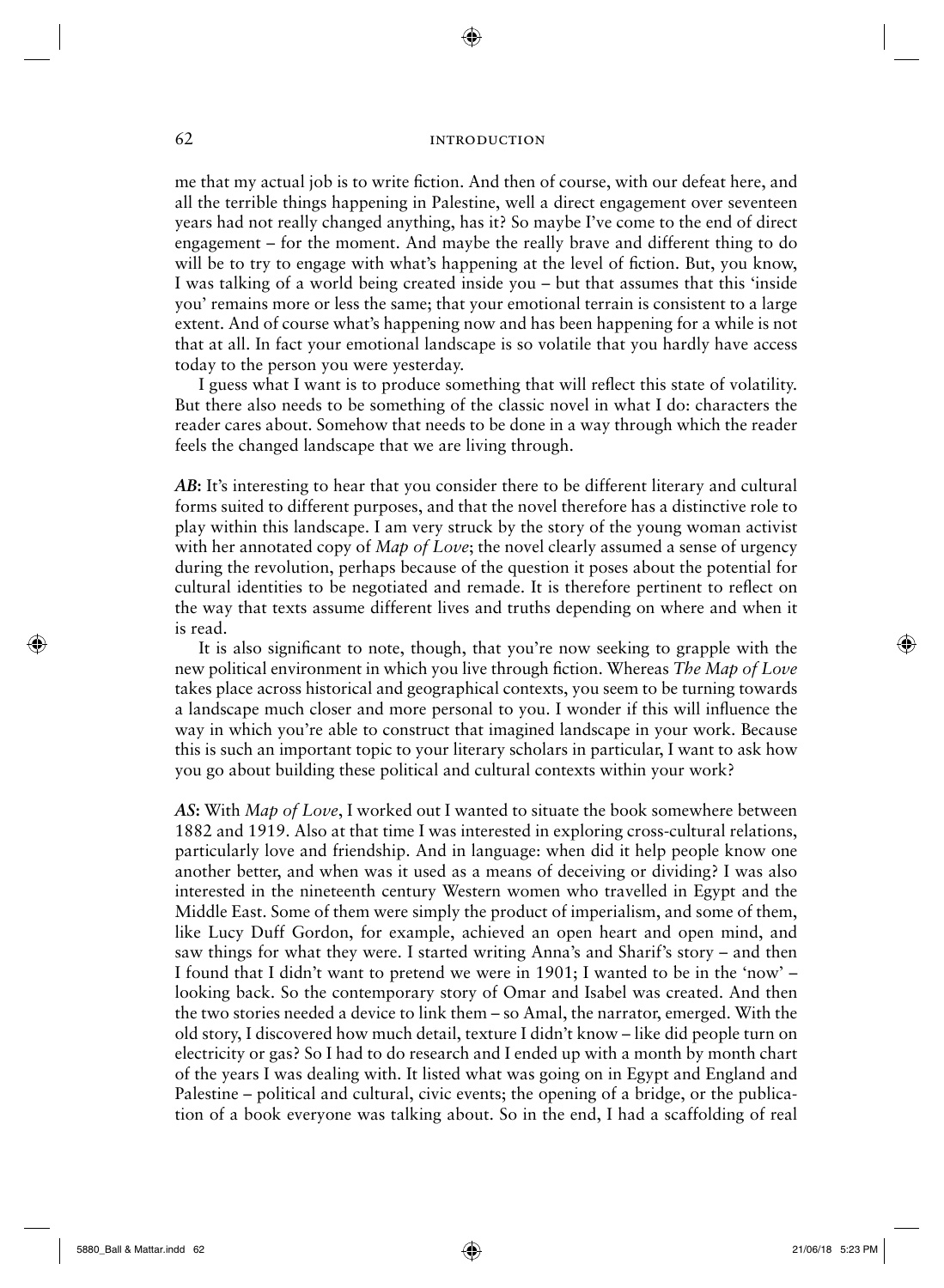me that my actual job is to write fiction. And then of course, with our defeat here, and all the terrible things happening in Palestine, well a direct engagement over seventeen years had not really changed anything, has it? So maybe I've come to the end of direct engagement – for the moment. And maybe the really brave and different thing to do will be to try to engage with what's happening at the level of fiction. But, you know, I was talking of a world being created inside you – but that assumes that this 'inside you' remains more or less the same; that your emotional terrain is consistent to a large extent. And of course what's happening now and has been happening for a while is not that at all. In fact your emotional landscape is so volatile that you hardly have access today to the person you were yesterday.

I guess what I want is to produce something that will reflect this state of volatility. But there also needs to be something of the classic novel in what I do: characters the reader cares about. Somehow that needs to be done in a way through which the reader feels the changed landscape that we are living through.

***AB***: It's interesting to hear that you consider there to be different literary and cultural forms suited to different purposes, and that the novel therefore has a distinctive role to play within this landscape. I am very struck by the story of the young woman activist with her annotated copy of *Map of Love*; the novel clearly assumed a sense of urgency during the revolution, perhaps because of the question it poses about the potential for cultural identities to be negotiated and remade. It is therefore pertinent to reflect on the way that texts assume different lives and truths depending on where and when it is read.

It is also significant to note, though, that you're now seeking to grapple with the new political environment in which you live through fiction. Whereas *The Map of Love* takes place across historical and geographical contexts, you seem to be turning towards a landscape much closer and more personal to you. I wonder if this will influence the way in which you're able to construct that imagined landscape in your work. Because this is such an important topic to your literary scholars in particular, I want to ask how you go about building these political and cultural contexts within your work?

***AS***: With *Map of Love*, I worked out I wanted to situate the book somewhere between 1882 and 1919. Also at that time I was interested in exploring cross-cultural relations, particularly love and friendship. And in language: when did it help people know one another better, and when was it used as a means of deceiving or dividing? I was also interested in the nineteenth century Western women who travelled in Egypt and the Middle East. Some of them were simply the product of imperialism, and some of them, like Lucy Duff Gordon, for example, achieved an open heart and open mind, and saw things for what they were. I started writing Anna's and Sharif's story – and then I found that I didn't want to pretend we were in 1901; I wanted to be in the 'now' – looking back. So the contemporary story of Omar and Isabel was created. And then the two stories needed a device to link them – so Amal, the narrator, emerged. With the old story, I discovered how much detail, texture I didn't know – like did people turn on electricity or gas? So I had to do research and I ended up with a month by month chart of the years I was dealing with. It listed what was going on in Egypt and England and Palestine – political and cultural, civic events; the opening of a bridge, or the publication of a book everyone was talking about. So in the end, I had a scaffolding of real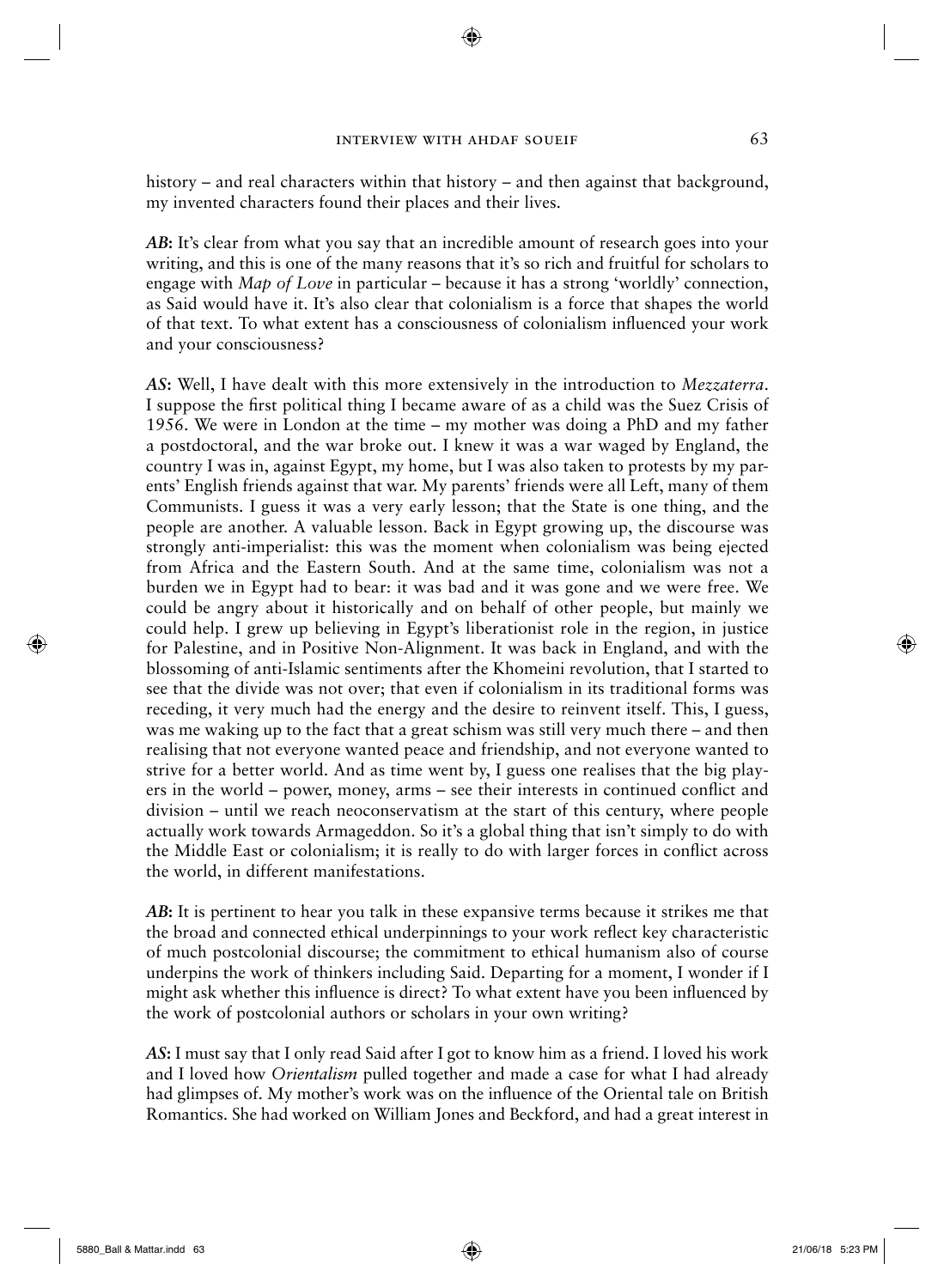history – and real characters within that history – and then against that background, my invented characters found their places and their lives.

***AB*:** It's clear from what you say that an incredible amount of research goes into your writing, and this is one of the many reasons that it's so rich and fruitful for scholars to engage with *Map of Love* in particular – because it has a strong 'worldly' connection, as Said would have it. It's also clear that colonialism is a force that shapes the world of that text. To what extent has a consciousness of colonialism influenced your work and your consciousness?

***AS*:** Well, I have dealt with this more extensively in the introduction to *Mezzaterra*. I suppose the first political thing I became aware of as a child was the Suez Crisis of 1956. We were in London at the time – my mother was doing a PhD and my father a postdoctoral, and the war broke out. I knew it was a war waged by England, the country I was in, against Egypt, my home, but I was also taken to protests by my parents' English friends against that war. My parents' friends were all Left, many of them Communists. I guess it was a very early lesson; that the State is one thing, and the people are another. A valuable lesson. Back in Egypt growing up, the discourse was strongly anti-imperialist: this was the moment when colonialism was being ejected from Africa and the Eastern South. And at the same time, colonialism was not a burden we in Egypt had to bear: it was bad and it was gone and we were free. We could be angry about it historically and on behalf of other people, but mainly we could help. I grew up believing in Egypt's liberationist role in the region, in justice for Palestine, and in Positive Non-Alignment. It was back in England, and with the blossoming of anti-Islamic sentiments after the Khomeini revolution, that I started to see that the divide was not over; that even if colonialism in its traditional forms was receding, it very much had the energy and the desire to reinvent itself. This, I guess, was me waking up to the fact that a great schism was still very much there – and then realising that not everyone wanted peace and friendship, and not everyone wanted to strive for a better world. And as time went by, I guess one realises that the big players in the world – power, money, arms – see their interests in continued conflict and division – until we reach neoconservatism at the start of this century, where people actually work towards Armageddon. So it's a global thing that isn't simply to do with the Middle East or colonialism; it is really to do with larger forces in conflict across the world, in different manifestations.

***AB*:** It is pertinent to hear you talk in these expansive terms because it strikes me that the broad and connected ethical underpinnings to your work reflect key characteristic of much postcolonial discourse; the commitment to ethical humanism also of course underpins the work of thinkers including Said. Departing for a moment, I wonder if I might ask whether this influence is direct? To what extent have you been influenced by the work of postcolonial authors or scholars in your own writing?

***AS*:** I must say that I only read Said after I got to know him as a friend. I loved his work and I loved how *Orientalism* pulled together and made a case for what I had already had glimpses of. My mother's work was on the influence of the Oriental tale on British Romantics. She had worked on William Jones and Beckford, and had a great interest in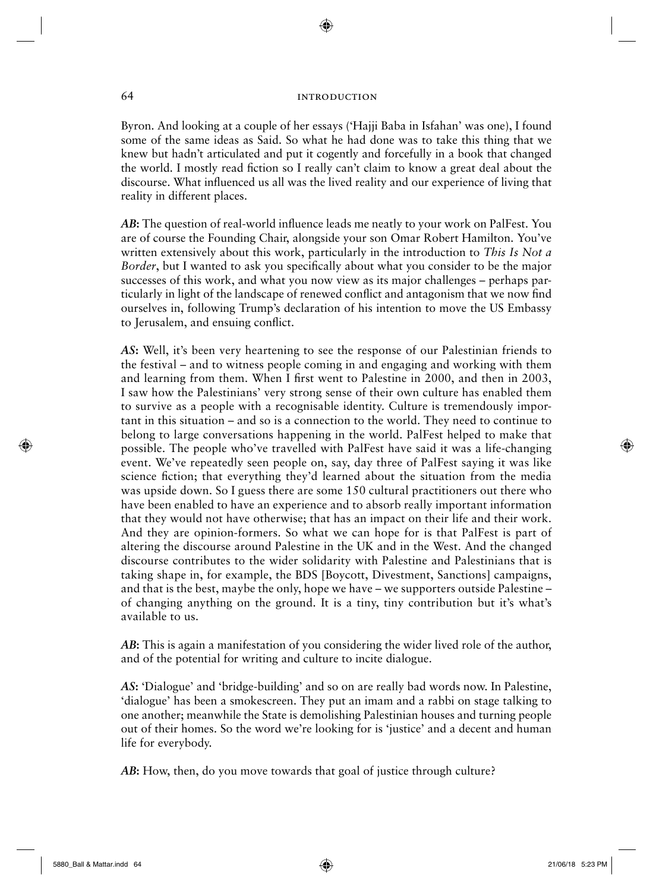Byron. And looking at a couple of her essays ('Hajji Baba in Isfahan' was one), I found some of the same ideas as Said. So what he had done was to take this thing that we knew but hadn't articulated and put it cogently and forcefully in a book that changed the world. I mostly read fiction so I really can't claim to know a great deal about the discourse. What influenced us all was the lived reality and our experience of living that reality in different places.

***AB*****:** The question of real-world influence leads me neatly to your work on PalFest. You are of course the Founding Chair, alongside your son Omar Robert Hamilton. You've written extensively about this work, particularly in the introduction to *This Is Not a Border*, but I wanted to ask you specifically about what you consider to be the major successes of this work, and what you now view as its major challenges – perhaps particularly in light of the landscape of renewed conflict and antagonism that we now find ourselves in, following Trump's declaration of his intention to move the US Embassy to Jerusalem, and ensuing conflict.

***AS*****:** Well, it's been very heartening to see the response of our Palestinian friends to the festival – and to witness people coming in and engaging and working with them and learning from them. When I first went to Palestine in 2000, and then in 2003, I saw how the Palestinians' very strong sense of their own culture has enabled them to survive as a people with a recognisable identity. Culture is tremendously important in this situation – and so is a connection to the world. They need to continue to belong to large conversations happening in the world. PalFest helped to make that possible. The people who've travelled with PalFest have said it was a life-changing event. We've repeatedly seen people on, say, day three of PalFest saying it was like science fiction; that everything they'd learned about the situation from the media was upside down. So I guess there are some 150 cultural practitioners out there who have been enabled to have an experience and to absorb really important information that they would not have otherwise; that has an impact on their life and their work. And they are opinion-formers. So what we can hope for is that PalFest is part of altering the discourse around Palestine in the UK and in the West. And the changed discourse contributes to the wider solidarity with Palestine and Palestinians that is taking shape in, for example, the BDS [Boycott, Divestment, Sanctions] campaigns, and that is the best, maybe the only, hope we have – we supporters outside Palestine – of changing anything on the ground. It is a tiny, tiny contribution but it's what's available to us.

***AB*****:** This is again a manifestation of you considering the wider lived role of the author, and of the potential for writing and culture to incite dialogue.

***AS*****:** 'Dialogue' and 'bridge-building' and so on are really bad words now. In Palestine, 'dialogue' has been a smokescreen. They put an imam and a rabbi on stage talking to one another; meanwhile the State is demolishing Palestinian houses and turning people out of their homes. So the word we're looking for is 'justice' and a decent and human life for everybody.

***AB*****:** How, then, do you move towards that goal of justice through culture?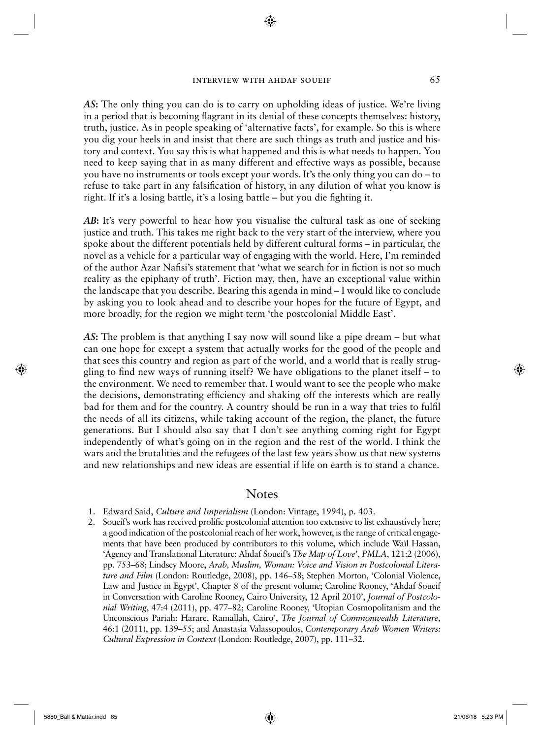***AS*:** The only thing you can do is to carry on upholding ideas of justice. We're living in a period that is becoming flagrant in its denial of these concepts themselves: history, truth, justice. As in people speaking of 'alternative facts', for example. So this is where you dig your heels in and insist that there are such things as truth and justice and history and context. You say this is what happened and this is what needs to happen. You need to keep saying that in as many different and effective ways as possible, because you have no instruments or tools except your words. It's the only thing you can do – to refuse to take part in any falsification of history, in any dilution of what you know is right. If it's a losing battle, it's a losing battle – but you die fighting it.

***AB*:** It's very powerful to hear how you visualise the cultural task as one of seeking justice and truth. This takes me right back to the very start of the interview, where you spoke about the different potentials held by different cultural forms – in particular, the novel as a vehicle for a particular way of engaging with the world. Here, I'm reminded of the author Azar Nafisi's statement that 'what we search for in fiction is not so much reality as the epiphany of truth'. Fiction may, then, have an exceptional value within the landscape that you describe. Bearing this agenda in mind – I would like to conclude by asking you to look ahead and to describe your hopes for the future of Egypt, and more broadly, for the region we might term 'the postcolonial Middle East'.

***AS*:** The problem is that anything I say now will sound like a pipe dream – but what can one hope for except a system that actually works for the good of the people and that sees this country and region as part of the world, and a world that is really struggling to find new ways of running itself? We have obligations to the planet itself – to the environment. We need to remember that. I would want to see the people who make the decisions, demonstrating efficiency and shaking off the interests which are really bad for them and for the country. A country should be run in a way that tries to fulfil the needs of all its citizens, while taking account of the region, the planet, the future generations. But I should also say that I don't see anything coming right for Egypt independently of what's going on in the region and the rest of the world. I think the wars and the brutalities and the refugees of the last few years show us that new systems and new relationships and new ideas are essential if life on earth is to stand a chance.

## Notes

1. Edward Said, *Culture and Imperialism* (London: Vintage, 1994), p. 403.
2. Soueif's work has received prolific postcolonial attention too extensive to list exhaustively here; a good indication of the postcolonial reach of her work, however, is the range of critical engagements that have been produced by contributors to this volume, which include Waïl Hassan, 'Agency and Translational Literature: Ahdaf Soueif's *The Map of Love*', *PMLA*, 121:2 (2006), pp. 753–68; Lindsey Moore, *Arab, Muslim, Woman: Voice and Vision in Postcolonial Literature and Film* (London: Routledge, 2008), pp. 146–58; Stephen Morton, 'Colonial Violence, Law and Justice in Egypt', Chapter 8 of the present volume; Caroline Rooney, 'Ahdaf Soueif in Conversation with Caroline Rooney, Cairo University, 12 April 2010', *Journal of Postcolonial Writing*, 47:4 (2011), pp. 477–82; Caroline Rooney, 'Utopian Cosmopolitanism and the Unconscious Pariah: Harare, Ramallah, Cairo', *The Journal of Commonwealth Literature*, 46:1 (2011), pp. 139–55; and Anastasia Valassopoulos, *Contemporary Arab Women Writers: Cultural Expression in Context* (London: Routledge, 2007), pp. 111–32.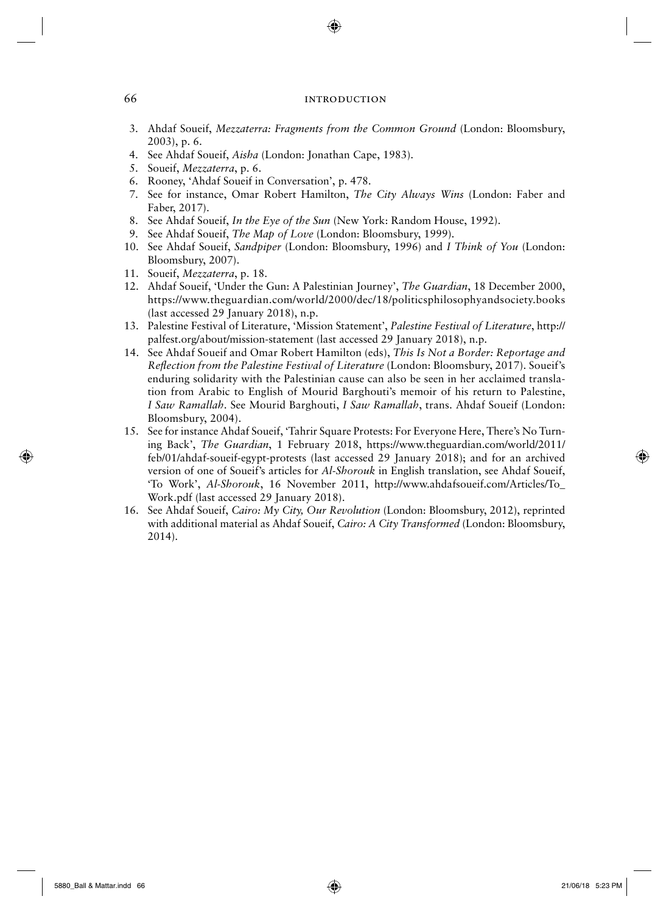3. Ahdaf Soueif, *Mezzaterra: Fragments from the Common Ground* (London: Bloomsbury, 2003), p. 6.
4. See Ahdaf Soueif, *Aisha* (London: Jonathan Cape, 1983).
5. Soueif, *Mezzaterra*, p. 6.
6. Rooney, 'Ahdaf Soueif in Conversation', p. 478.
7. See for instance, Omar Robert Hamilton, *The City Always Wins* (London: Faber and Faber, 2017).
8. See Ahdaf Soueif, *In the Eye of the Sun* (New York: Random House, 1992).
9. See Ahdaf Soueif, *The Map of Love* (London: Bloomsbury, 1999).
10. See Ahdaf Soueif, *Sandpiper* (London: Bloomsbury, 1996) and *I Think of You* (London: Bloomsbury, 2007).
11. Soueif, *Mezzaterra*, p. 18.
12. Ahdaf Soueif, 'Under the Gun: A Palestinian Journey', *The Guardian*, 18 December 2000, https://www.theguardian.com/world/2000/dec/18/politicsphilosophyandsociety.books (last accessed 29 January 2018), n.p.
13. Palestine Festival of Literature, 'Mission Statement', *Palestine Festival of Literature*, http://palfest.org/about/mission-statement (last accessed 29 January 2018), n.p.
14. See Ahdaf Soueif and Omar Robert Hamilton (eds), *This Is Not a Border: Reportage and Reflection from the Palestine Festival of Literature* (London: Bloomsbury, 2017). Soueif's enduring solidarity with the Palestinian cause can also be seen in her acclaimed translation from Arabic to English of Mourid Barghouti's memoir of his return to Palestine, *I Saw Ramallah*. See Mourid Barghouti, *I Saw Ramallah*, trans. Ahdaf Soueif (London: Bloomsbury, 2004).
15. See for instance Ahdaf Soueif, 'Tahrir Square Protests: For Everyone Here, There's No Turning Back', *The Guardian*, 1 February 2018, https://www.theguardian.com/world/2011/feb/01/ahdaf-soueif-egypt-protests (last accessed 29 January 2018); and for an archived version of one of Soueif's articles for *Al-Shorouk* in English translation, see Ahdaf Soueif, 'To Work', *Al-Shorouk*, 16 November 2011, http://www.ahdafsoueif.com/Articles/To_Work.pdf (last accessed 29 January 2018).
16. See Ahdaf Soueif, *Cairo: My City, Our Revolution* (London: Bloomsbury, 2012), reprinted with additional material as Ahdaf Soueif, *Cairo: A City Transformed* (London: Bloomsbury, 2014).